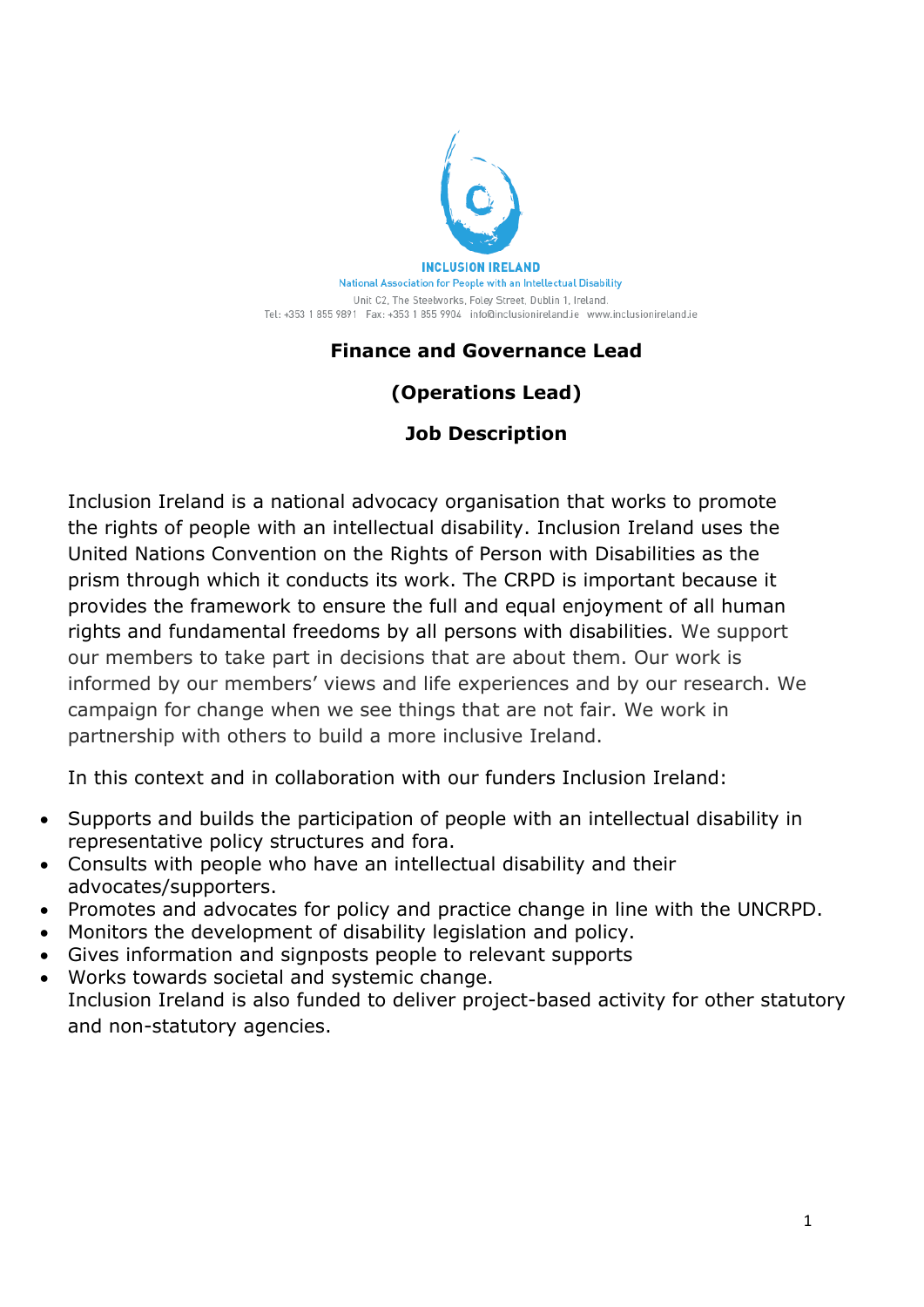**INCLUSION IRELAND**

National Association for People with an Intellectual Disability

Unit C2, The Steelworks, Foley Street, Dublin 1, Ireland.

Tel: +353 1 855 9891 Fax: +353 1 855 9904 info@inclusionireland.ie www.inclusionireland.ie

# Finance and Governance Lead

## (Operations Lead)

## Job Description

Inclusion Ireland is a national advocacy organisation that works to promote the rights of people with an intellectual disability. Inclusion Ireland uses the United Nations Convention on the Rights of Person with Disabilities as the prism through which it conducts its work. The CRPD is important because it provides the framework to ensure the full and equal enjoyment of all human rights and fundamental freedoms by all persons with disabilities. We support our members to take part in decisions that are about them. Our work is informed by our members' views and life experiences and by our research. We campaign for change when we see things that are not fair. We work in partnership with others to build a more inclusive Ireland.

In this context and in collaboration with our funders Inclusion Ireland:

- Supports and builds the participation of people with an intellectual disability in representative policy structures and fora.
- Consults with people who have an intellectual disability and their advocates/supporters.
- Promotes and advocates for policy and practice change in line with the UNCRPD.
- Monitors the development of disability legislation and policy.
- Gives information and signposts people to relevant supports
- Works towards societal and systemic change.

Inclusion Ireland is also funded to deliver project-based activity for other statutory and non-statutory agencies.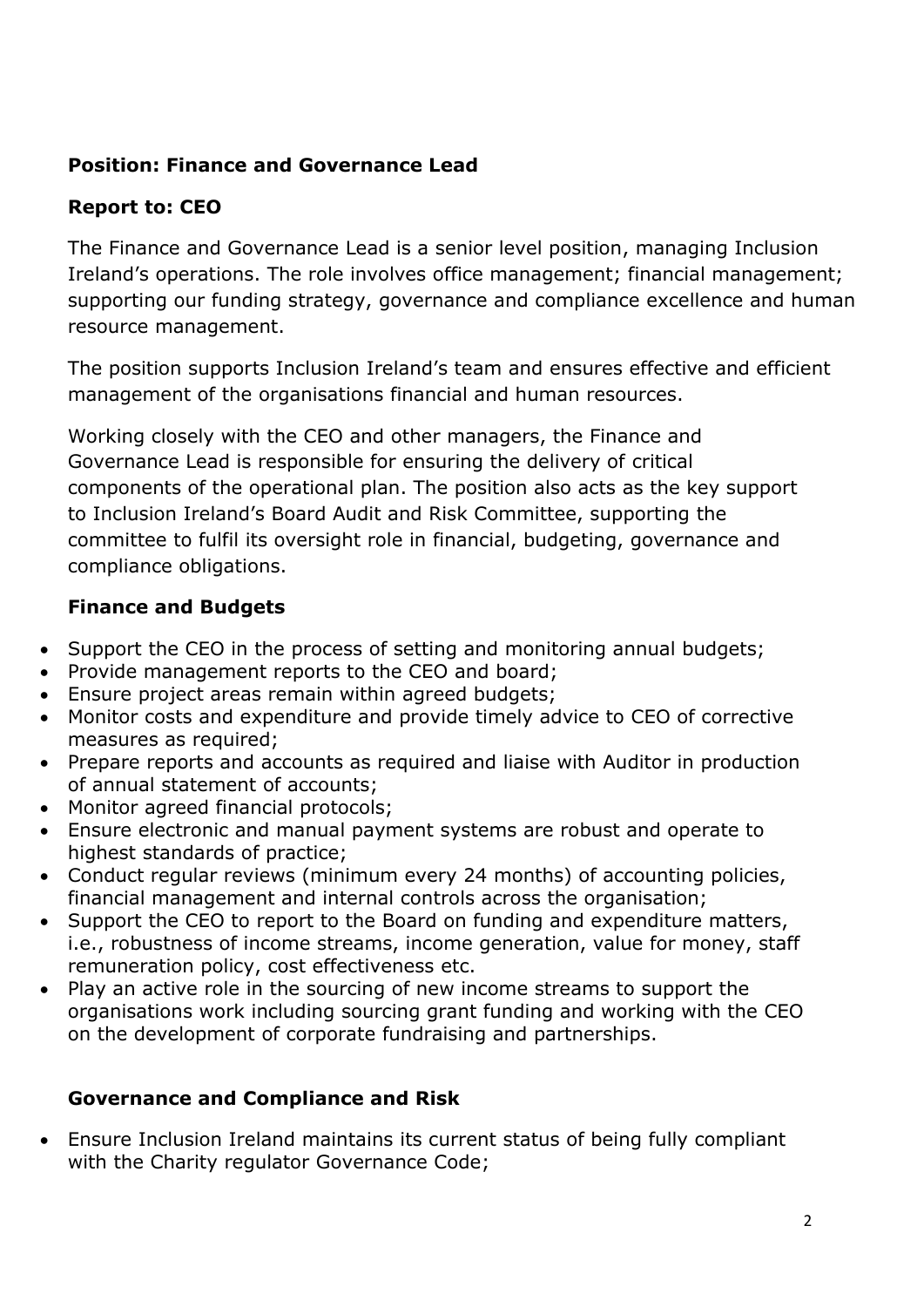**Position: Finance and Governance Lead**

**Report to: CEO**

The Finance and Governance Lead is a senior level position, managing Inclusion Ireland's operations. The role involves office management; financial management; supporting our funding strategy, governance and compliance excellence and human resource management.

The position supports Inclusion Ireland's team and ensures effective and efficient management of the organisations financial and human resources.

Working closely with the CEO and other managers, the Finance and Governance Lead is responsible for ensuring the delivery of critical components of the operational plan. The position also acts as the key support to Inclusion Ireland's Board Audit and Risk Committee, supporting the committee to fulfil its oversight role in financial, budgeting, governance and compliance obligations.

**Finance and Budgets**

- Support the CEO in the process of setting and monitoring annual budgets;
- Provide management reports to the CEO and board;
- Ensure project areas remain within agreed budgets;
- Monitor costs and expenditure and provide timely advice to CEO of corrective measures as required;
- Prepare reports and accounts as required and liaise with Auditor in production of annual statement of accounts;
- Monitor agreed financial protocols;
- Ensure electronic and manual payment systems are robust and operate to highest standards of practice;
- Conduct regular reviews (minimum every 24 months) of accounting policies, financial management and internal controls across the organisation;
- Support the CEO to report to the Board on funding and expenditure matters, i.e., robustness of income streams, income generation, value for money, staff remuneration policy, cost effectiveness etc.
- Play an active role in the sourcing of new income streams to support the organisations work including sourcing grant funding and working with the CEO on the development of corporate fundraising and partnerships.

**Governance and Compliance and Risk**

- Ensure Inclusion Ireland maintains its current status of being fully compliant with the Charity regulator Governance Code;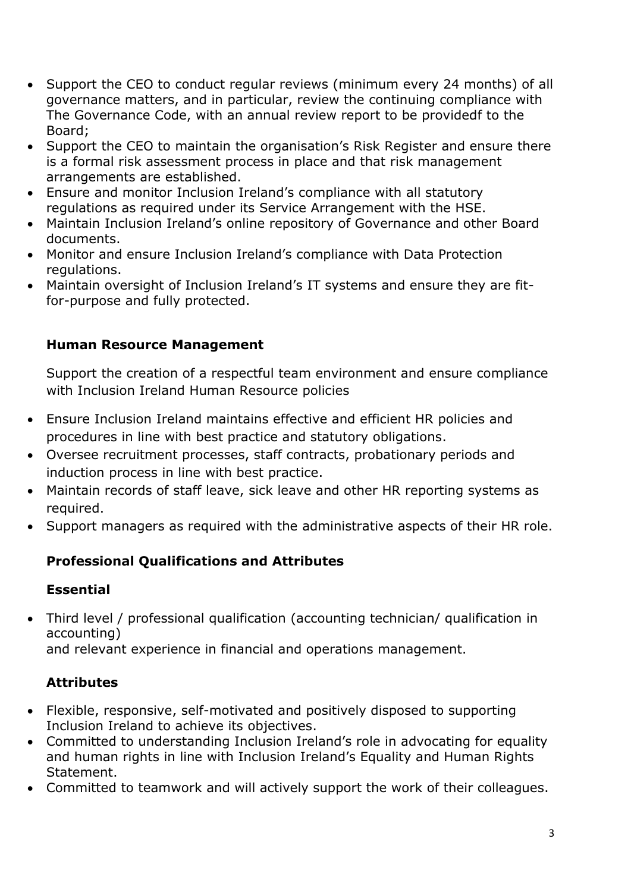- Support the CEO to conduct regular reviews (minimum every 24 months) of all governance matters, and in particular, review the continuing compliance with The Governance Code, with an annual review report to be providedf to the Board;
- Support the CEO to maintain the organisation's Risk Register and ensure there is a formal risk assessment process in place and that risk management arrangements are established.
- Ensure and monitor Inclusion Ireland's compliance with all statutory regulations as required under its Service Arrangement with the HSE.
- Maintain Inclusion Ireland's online repository of Governance and other Board documents.
- Monitor and ensure Inclusion Ireland's compliance with Data Protection regulations.
- Maintain oversight of Inclusion Ireland's IT systems and ensure they are fit-for-purpose and fully protected.

### Human Resource Management

Support the creation of a respectful team environment and ensure compliance with Inclusion Ireland Human Resource policies

- Ensure Inclusion Ireland maintains effective and efficient HR policies and procedures in line with best practice and statutory obligations.
- Oversee recruitment processes, staff contracts, probationary periods and induction process in line with best practice.
- Maintain records of staff leave, sick leave and other HR reporting systems as required.
- Support managers as required with the administrative aspects of their HR role.

### Professional Qualifications and Attributes

### Essential

- Third level / professional qualification (accounting technician/ qualification in accounting)
  and relevant experience in financial and operations management.

### Attributes

- Flexible, responsive, self-motivated and positively disposed to supporting Inclusion Ireland to achieve its objectives.
- Committed to understanding Inclusion Ireland's role in advocating for equality and human rights in line with Inclusion Ireland's Equality and Human Rights Statement.
- Committed to teamwork and will actively support the work of their colleagues.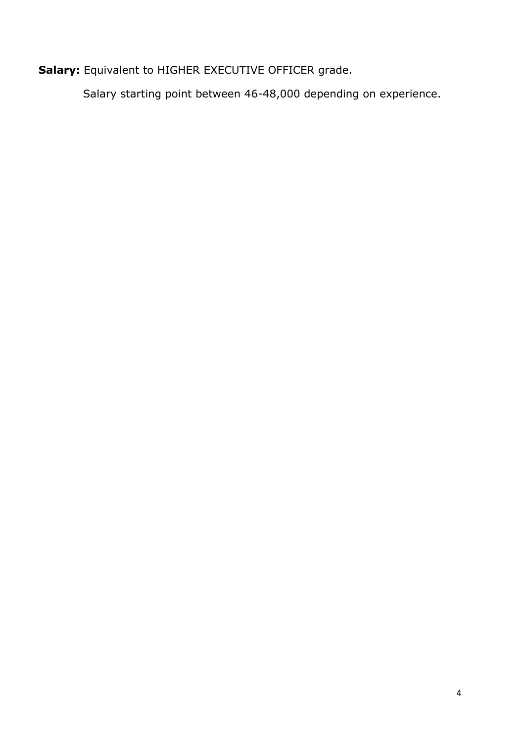**Salary:** Equivalent to HIGHER EXECUTIVE OFFICER grade.

Salary starting point between 46-48,000 depending on experience.